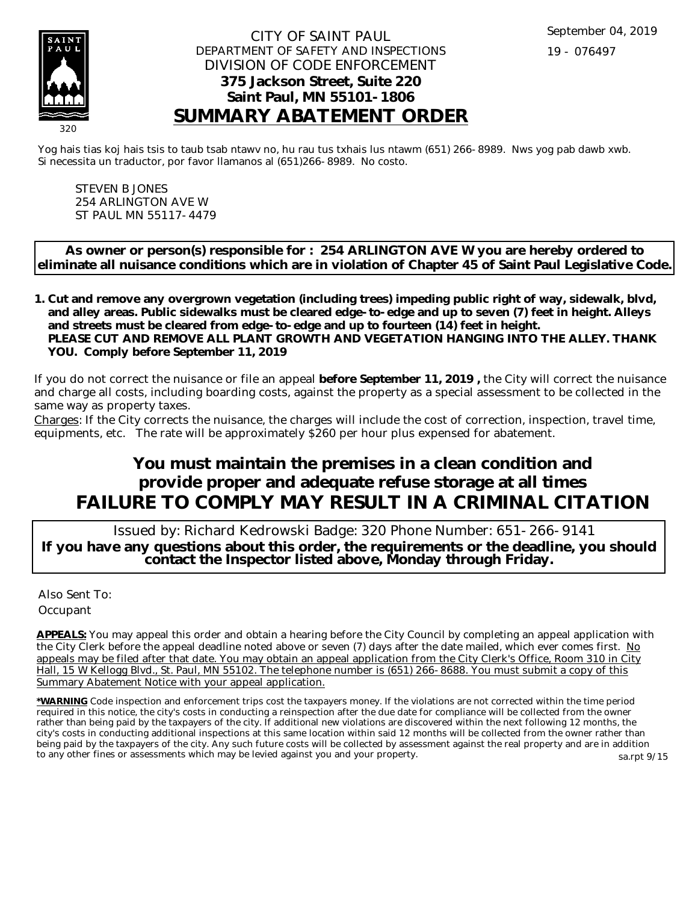September 04, 2019

19 - 076497

CITY OF SAINT PAUL
DEPARTMENT OF SAFETY AND INSPECTIONS
DIVISION OF CODE ENFORCEMENT
**375 Jackson Street, Suite 220**
**Saint Paul, MN 55101-1806**

# SUMMARY ABATEMENT ORDER

320

Yog hais tias koj hais tsis to taub tsab ntawv no, hu rau tus txhais lus ntawm (651) 266-8989. Nws yog pab dawb xwb.
Si necessita un traductor, por favor llamanos al (651)266-8989. No costo.

STEVEN B JONES
254 ARLINGTON AVE W
ST PAUL MN 55117-4479

**As owner or person(s) responsible for : 254 ARLINGTON AVE W you are hereby ordered to eliminate all nuisance conditions which are in violation of Chapter 45 of Saint Paul Legislative Code.**

1. **Cut and remove any overgrown vegetation (including trees) impeding public right of way, sidewalk, blvd, and alley areas. Public sidewalks must be cleared edge-to-edge and up to seven (7) feet in height. Alleys and streets must be cleared from edge-to-edge and up to fourteen (14) feet in height.
PLEASE CUT AND REMOVE ALL PLANT GROWTH AND VEGETATION HANGING INTO THE ALLEY. THANK YOU. Comply before September 11, 2019**

If you do not correct the nuisance or file an appeal **before September 11, 2019 ,** the City will correct the nuisance and charge all costs, including boarding costs, against the property as a special assessment to be collected in the same way as property taxes.

Charges: If the City corrects the nuisance, the charges will include the cost of correction, inspection, travel time, equipments, etc. The rate will be approximately $260 per hour plus expensed for abatement.

## You must maintain the premises in a clean condition and provide proper and adequate refuse storage at all times
## FAILURE TO COMPLY MAY RESULT IN A CRIMINAL CITATION

Issued by: Richard Kedrowski Badge: 320 Phone Number: 651-266-9141
**If you have any questions about this order, the requirements or the deadline, you should contact the Inspector listed above, Monday through Friday.**

Also Sent To:
Occupant

**APPEALS:** You may appeal this order and obtain a hearing before the City Council by completing an appeal application with the City Clerk before the appeal deadline noted above or seven (7) days after the date mailed, which ever comes first. No appeals may be filed after that date. You may obtain an appeal application from the City Clerk's Office, Room 310 in City Hall, 15 W Kellogg Blvd., St. Paul, MN 55102. The telephone number is (651) 266-8688. You must submit a copy of this Summary Abatement Notice with your appeal application.

**\*WARNING** Code inspection and enforcement trips cost the taxpayers money. If the violations are not corrected within the time period required in this notice, the city's costs in conducting a reinspection after the due date for compliance will be collected from the owner rather than being paid by the taxpayers of the city. If additional new violations are discovered within the next following 12 months, the city's costs in conducting additional inspections at this same location within said 12 months will be collected from the owner rather than being paid by the taxpayers of the city. Any such future costs will be collected by assessment against the real property and are in addition to any other fines or assessments which may be levied against you and your property.

sa.rpt 9/15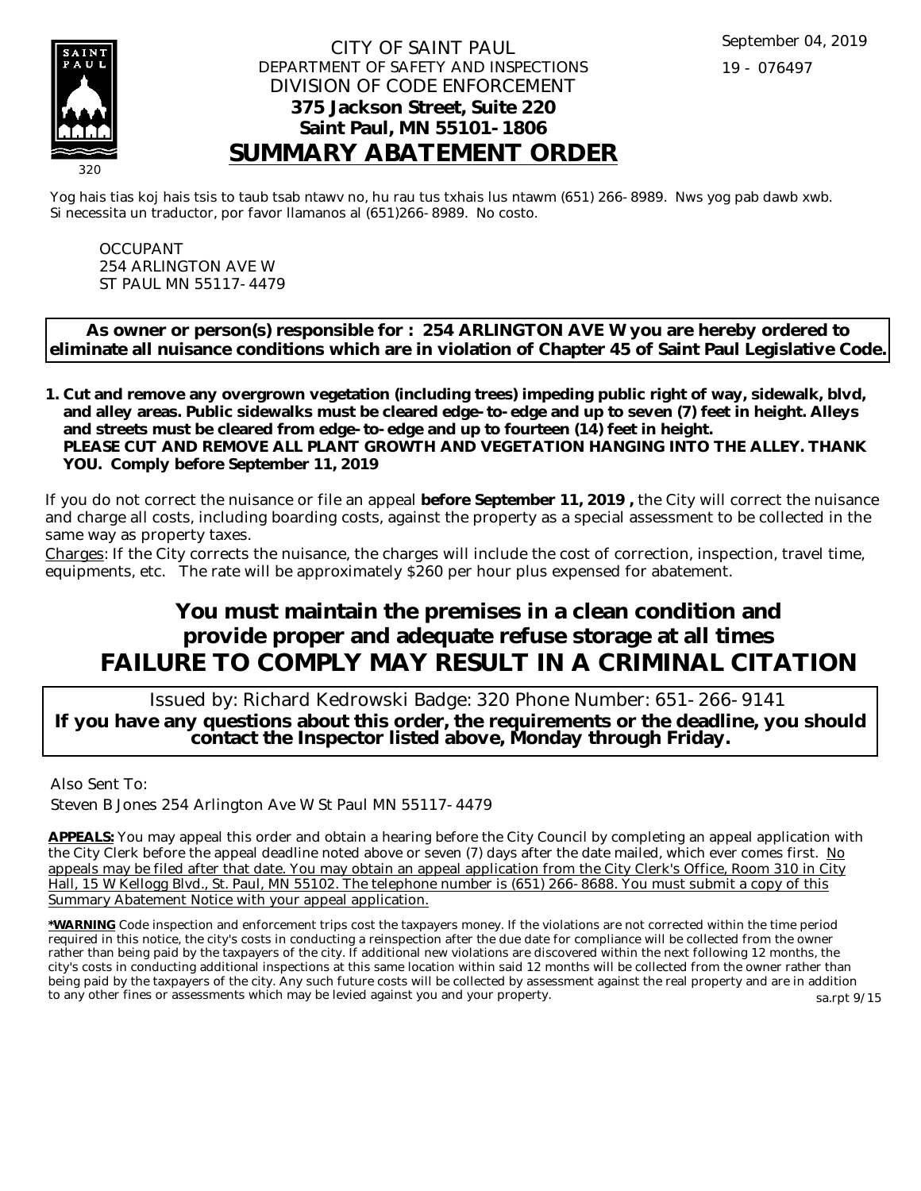September 04, 2019

19 - 076497

320

CITY OF SAINT PAUL
DEPARTMENT OF SAFETY AND INSPECTIONS
DIVISION OF CODE ENFORCEMENT
**375 Jackson Street, Suite 220**
**Saint Paul, MN 55101-1806**

# SUMMARY ABATEMENT ORDER

Yog hais tias koj hais tsis to taub tsab ntawv no, hu rau tus txhais lus ntawm (651) 266-8989. Nws yog pab dawb xwb.
Si necessita un traductor, por favor llamanos al (651)266-8989. No costo.

OCCUPANT
254 ARLINGTON AVE W
ST PAUL MN 55117-4479

**As owner or person(s) responsible for : 254 ARLINGTON AVE W you are hereby ordered to eliminate all nuisance conditions which are in violation of Chapter 45 of Saint Paul Legislative Code.**

1. **Cut and remove any overgrown vegetation (including trees) impeding public right of way, sidewalk, blvd, and alley areas. Public sidewalks must be cleared edge-to-edge and up to seven (7) feet in height. Alleys and streets must be cleared from edge-to-edge and up to fourteen (14) feet in height. PLEASE CUT AND REMOVE ALL PLANT GROWTH AND VEGETATION HANGING INTO THE ALLEY. THANK YOU. Comply before September 11, 2019**

If you do not correct the nuisance or file an appeal **before September 11, 2019 ,** the City will correct the nuisance and charge all costs, including boarding costs, against the property as a special assessment to be collected in the same way as property taxes.

Charges: If the City corrects the nuisance, the charges will include the cost of correction, inspection, travel time, equipments, etc. The rate will be approximately $260 per hour plus expensed for abatement.

## You must maintain the premises in a clean condition and provide proper and adequate refuse storage at all times
## FAILURE TO COMPLY MAY RESULT IN A CRIMINAL CITATION

Issued by: Richard Kedrowski Badge: 320 Phone Number: 651-266-9141

**If you have any questions about this order, the requirements or the deadline, you should contact the Inspector listed above, Monday through Friday.**

Also Sent To:

Steven B Jones 254 Arlington Ave W St Paul MN 55117-4479

**APPEALS:** You may appeal this order and obtain a hearing before the City Council by completing an appeal application with the City Clerk before the appeal deadline noted above or seven (7) days after the date mailed, which ever comes first. No appeals may be filed after that date. You may obtain an appeal application from the City Clerk's Office, Room 310 in City Hall, 15 W Kellogg Blvd., St. Paul, MN 55102. The telephone number is (651) 266-8688. You must submit a copy of this Summary Abatement Notice with your appeal application.

***WARNING** Code inspection and enforcement trips cost the taxpayers money. If the violations are not corrected within the time period required in this notice, the city's costs in conducting a reinspection after the due date for compliance will be collected from the owner rather than being paid by the taxpayers of the city. If additional new violations are discovered within the next following 12 months, the city's costs in conducting additional inspections at this same location within said 12 months will be collected from the owner rather than being paid by the taxpayers of the city. Any such future costs will be collected by assessment against the real property and are in addition to any other fines or assessments which may be levied against you and your property.

sa.rpt 9/15